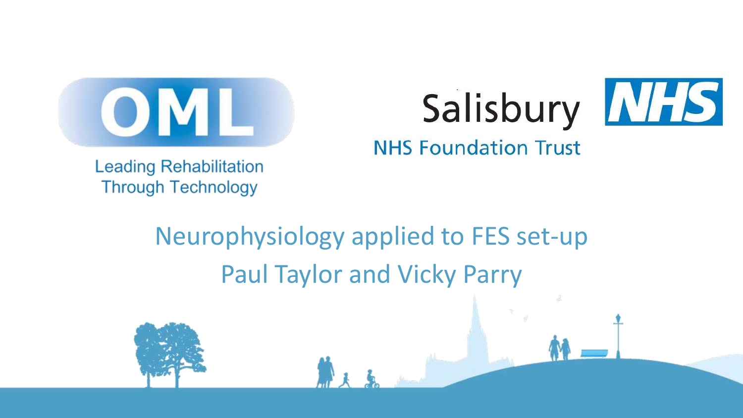OML

Leading Rehabilitation Through Technology

Salisbury NHS

NHS Foundation Trust

# Neurophysiology applied to FES set-up

Paul Taylor and Vicky Parry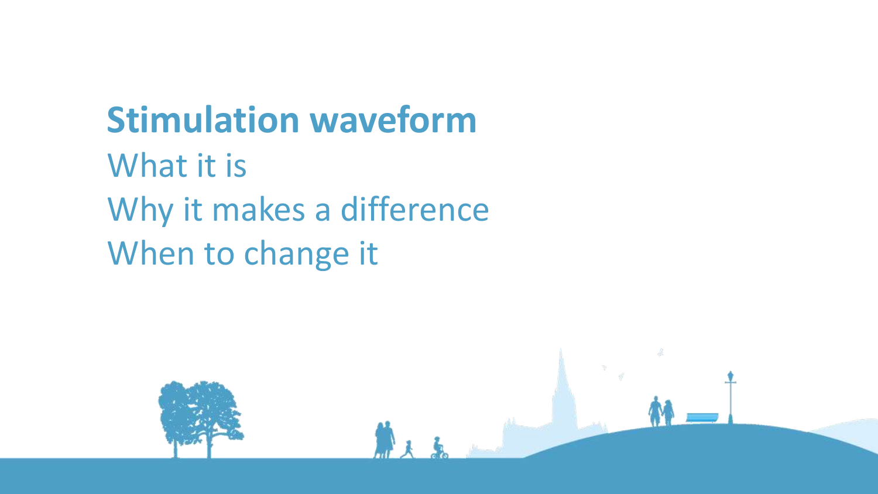## Stimulation waveform

What it is

Why it makes a difference

When to change it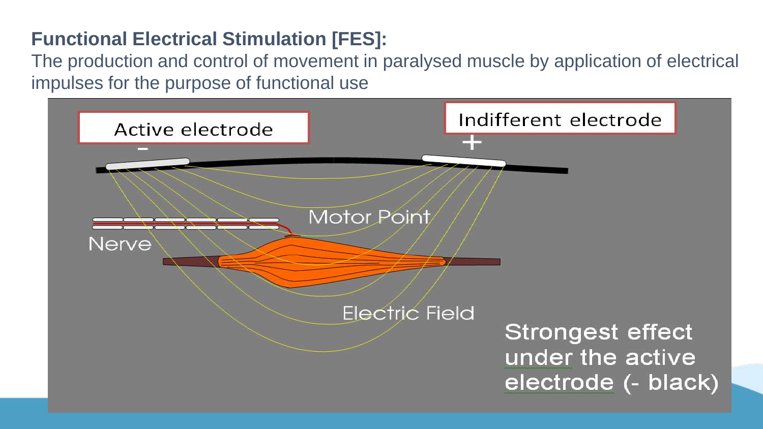**Functional Electrical Stimulation [FES]:**

The production and control of movement in paralysed muscle by application of electrical impulses for the purpose of functional use

Active electrode

–

Indifferent electrode

+

Motor Point

Nerve

Electric Field

Strongest effect under the active electrode (- black)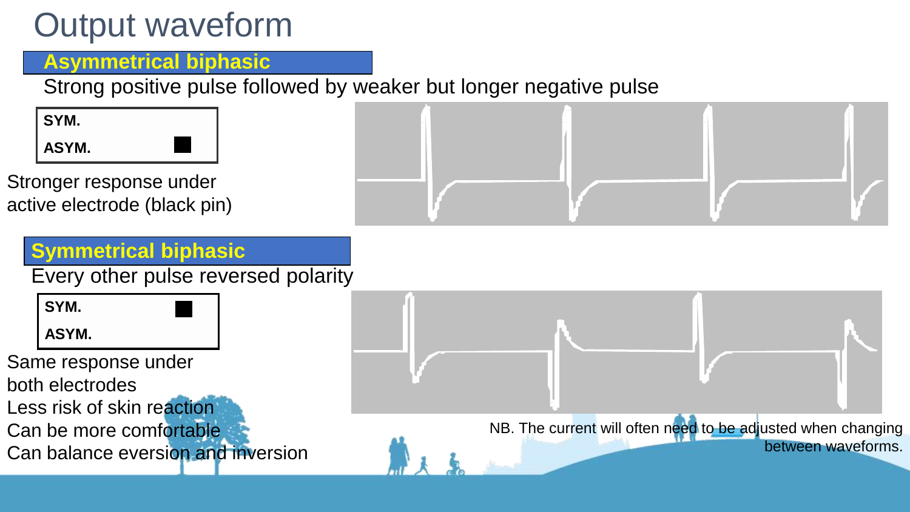# Output waveform

## Asymmetrical biphasic

Strong positive pulse followed by weaker but longer negative pulse

| SYM. | |
|---|---|
| ASYM. | ■ |

Stronger response under active electrode (black pin)

## Symmetrical biphasic

Every other pulse reversed polarity

| SYM. | ■ |
|---|---|
| ASYM. | |

Same response under both electrodes

Less risk of skin reaction

Can be more comfortable

Can balance eversion and inversion

NB. The current will often need to be adjusted when changing between waveforms.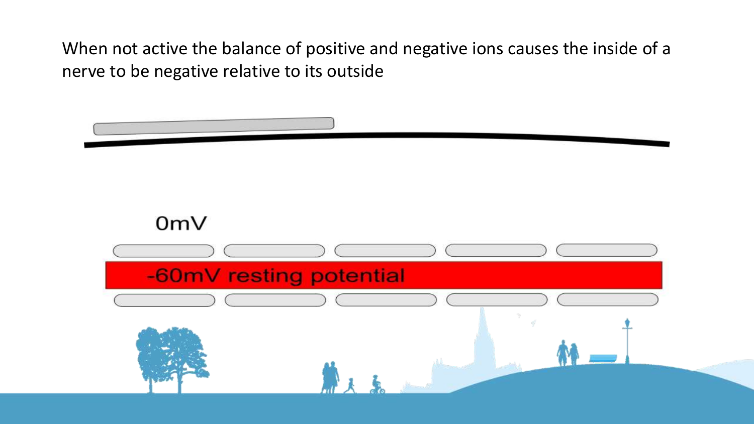When not active the balance of positive and negative ions causes the inside of a nerve to be negative relative to its outside

0mV

-60mV resting potential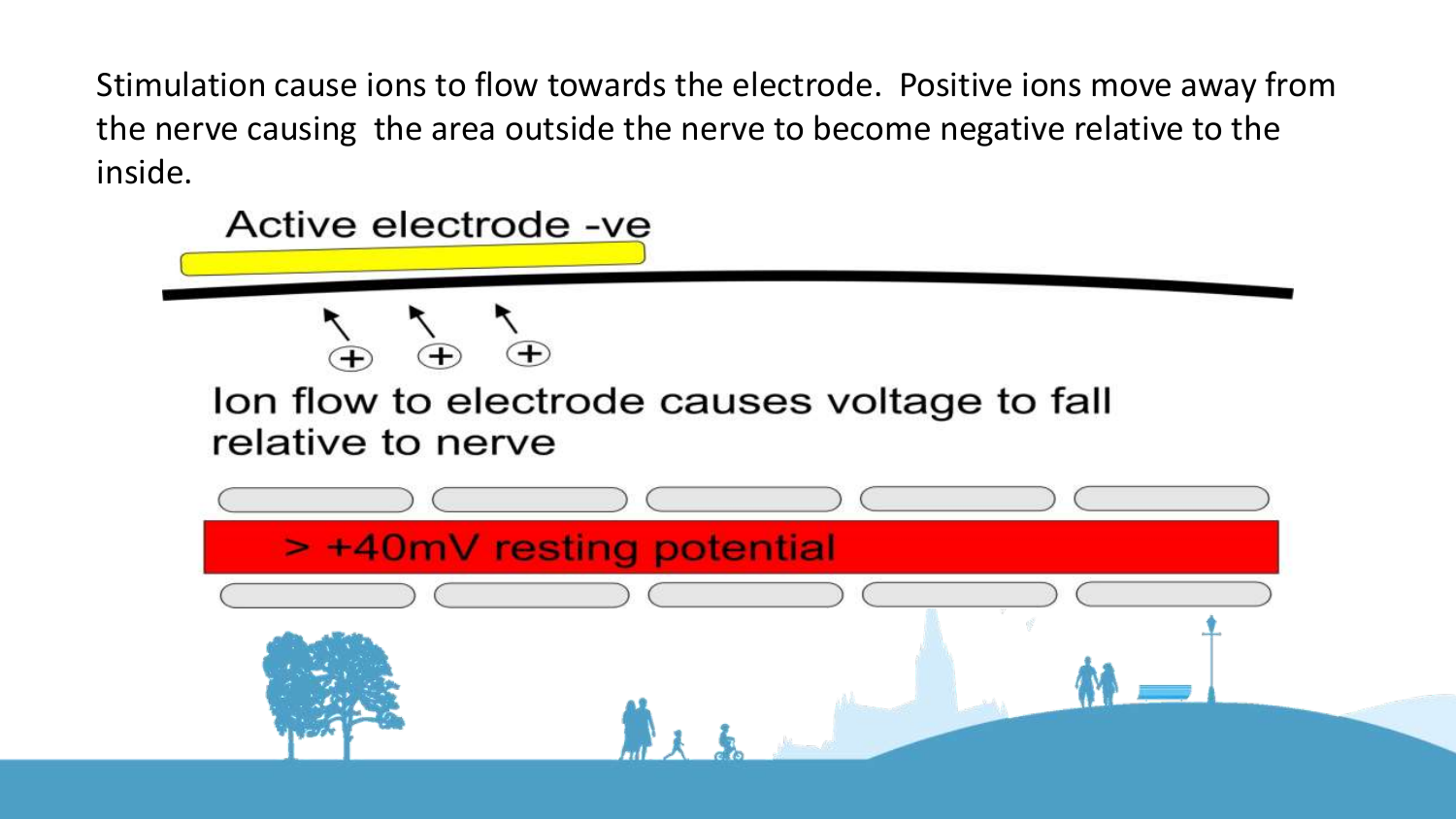Stimulation cause ions to flow towards the electrode. Positive ions move away from the nerve causing the area outside the nerve to become negative relative to the inside.

Active electrode -ve

Ion flow to electrode causes voltage to fall relative to nerve

> +40mV resting potential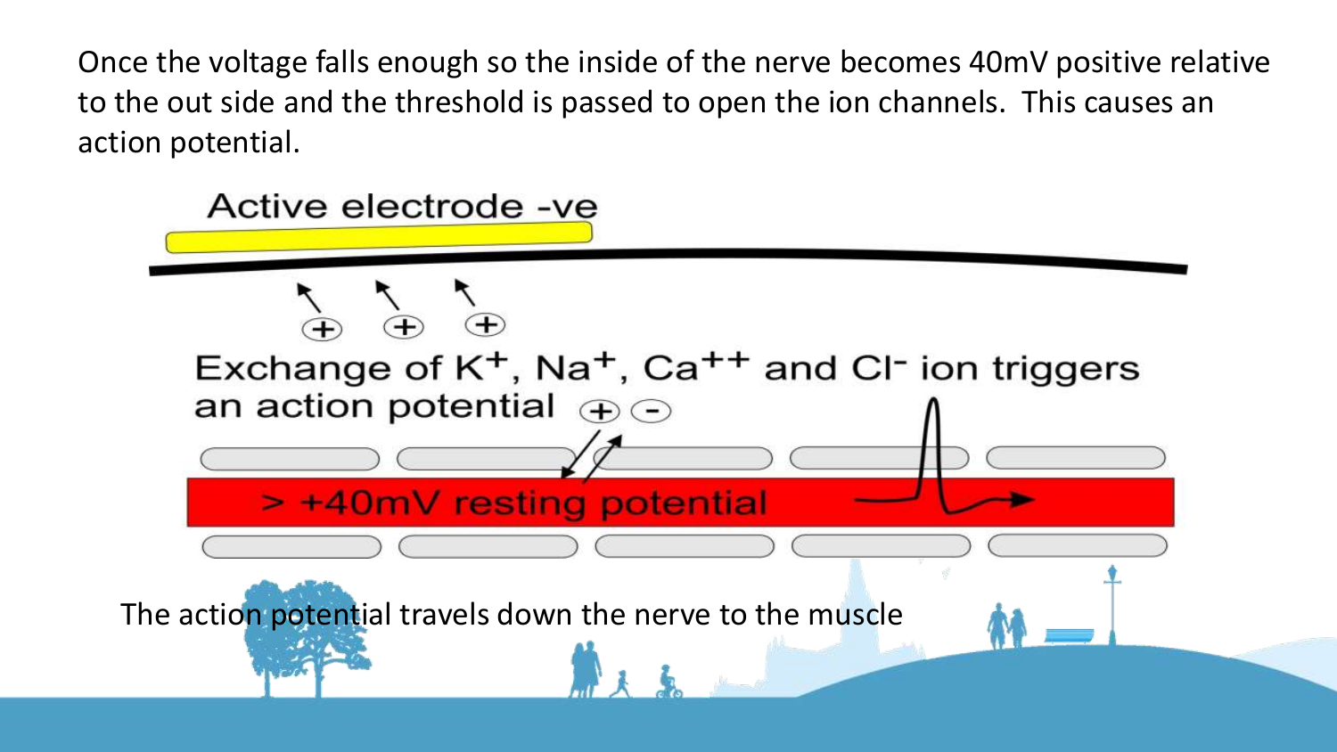Once the voltage falls enough so the inside of the nerve becomes 40mV positive relative to the out side and the threshold is passed to open the ion channels.  This causes an action potential.

Active electrode -ve

Exchange of $K^+$, $Na^+$, $Ca^{++}$ and $Cl^-$ ion triggers an action potential

> +40mV resting potential

The action potential travels down the nerve to the muscle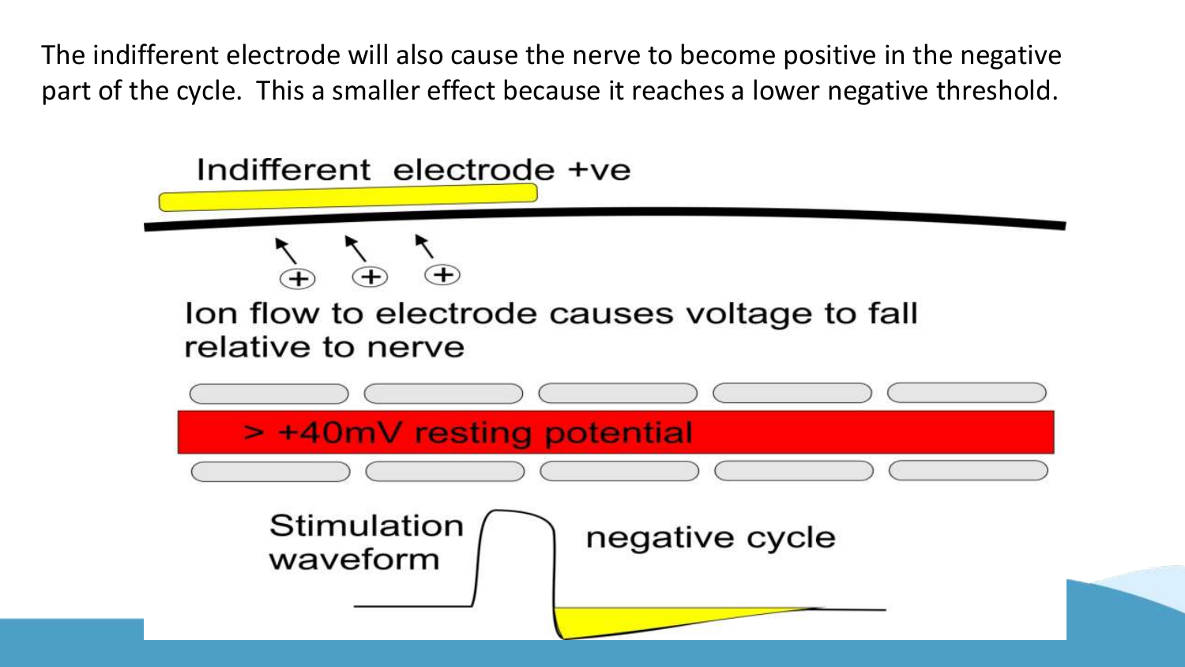The indifferent electrode will also cause the nerve to become positive in the negative part of the cycle. This a smaller effect because it reaches a lower negative threshold.

Indifferent electrode +ve

Ion flow to electrode causes voltage to fall relative to nerve

> +40mV resting potential

Stimulation waveform

negative cycle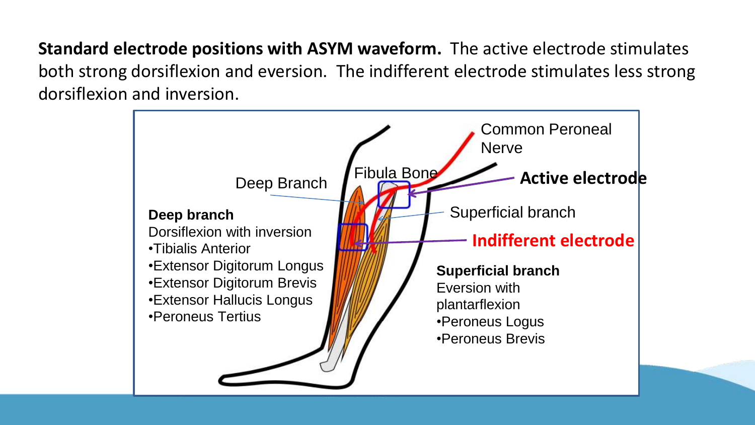**Standard electrode positions with ASYM waveform.** The active electrode stimulates both strong dorsiflexion and eversion. The indifferent electrode stimulates less strong dorsiflexion and inversion.

Common Peroneal Nerve

Fibula Bone

Deep Branch

**Active electrode**

Superficial branch

**Indifferent electrode**

**Deep branch**
Dorsiflexion with inversion
- Tibialis Anterior
- Extensor Digitorum Longus
- Extensor Digitorum Brevis
- Extensor Hallucis Longus
- Peroneus Tertius

**Superficial branch**
Eversion with plantarflexion
- Peroneus Logus
- Peroneus Brevis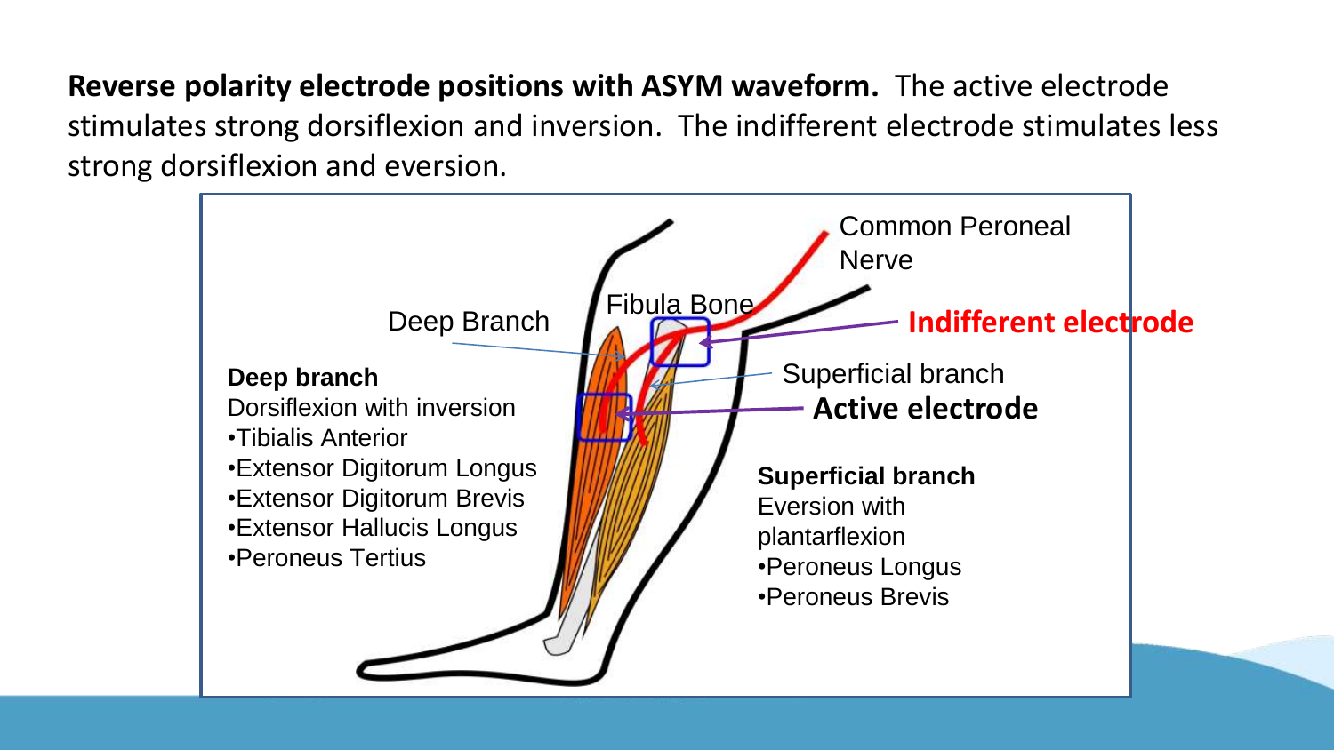**Reverse polarity electrode positions with ASYM waveform.** The active electrode stimulates strong dorsiflexion and inversion. The indifferent electrode stimulates less strong dorsiflexion and eversion.

Common Peroneal Nerve

Fibula Bone

Deep Branch

Indifferent electrode

Superficial branch

Active electrode

**Deep branch**
Dorsiflexion with inversion
- Tibialis Anterior
- Extensor Digitorum Longus
- Extensor Digitorum Brevis
- Extensor Hallucis Longus
- Peroneus Tertius

**Superficial branch**
Eversion with plantarflexion
- Peroneus Longus
- Peroneus Brevis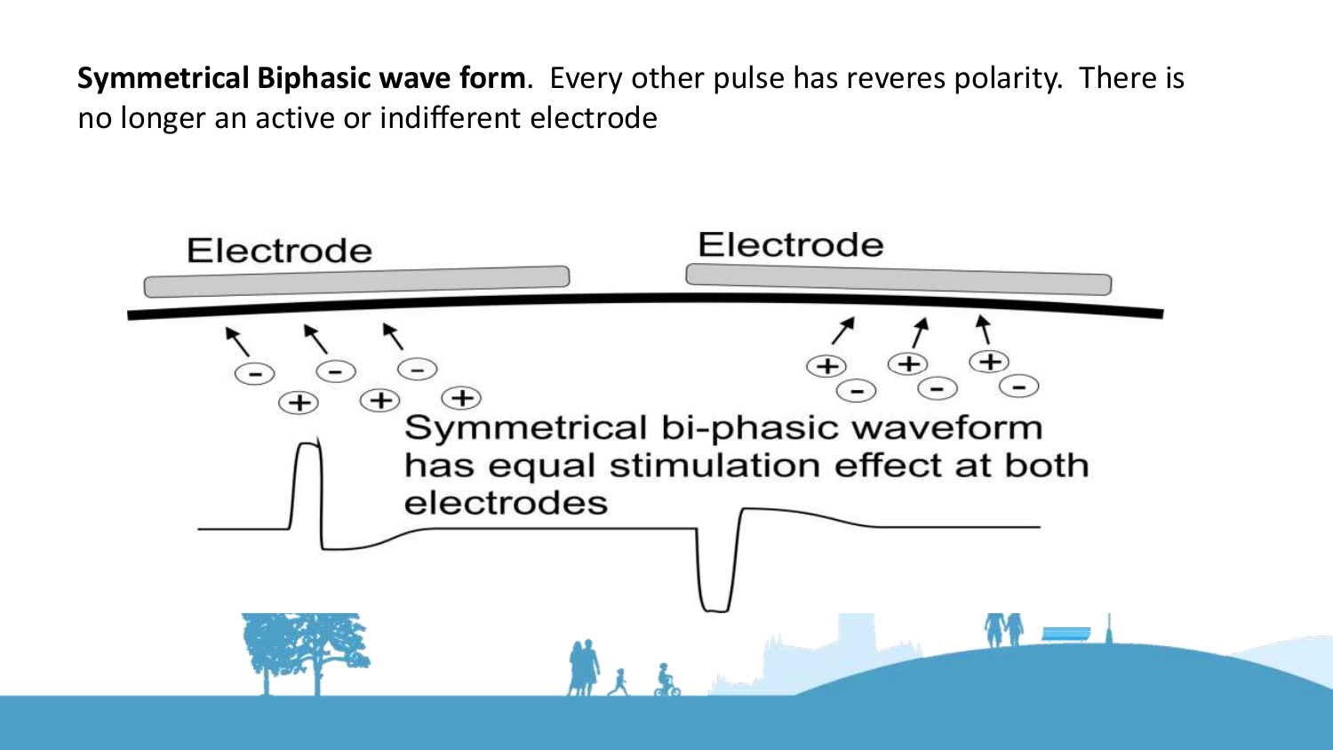**Symmetrical Biphasic wave form**. Every other pulse has reveres polarity. There is no longer an active or indifferent electrode

Electrode

Electrode

Symmetrical bi-phasic waveform has equal stimulation effect at both electrodes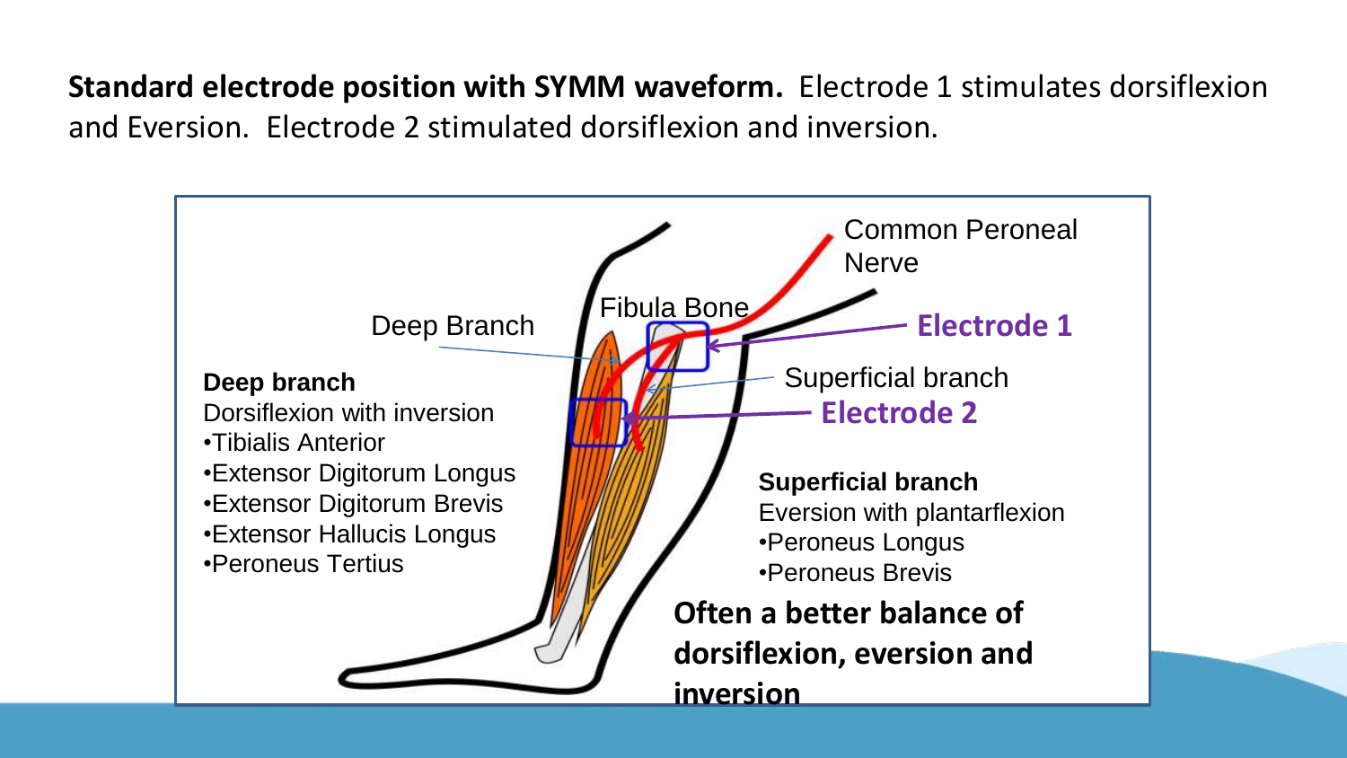**Standard electrode position with SYMM waveform.** Electrode 1 stimulates dorsiflexion and Eversion. Electrode 2 stimulated dorsiflexion and inversion.

Common Peroneal Nerve

Fibula Bone

Deep Branch

**Electrode 1**

Superficial branch

**Electrode 2**

**Deep branch**
Dorsiflexion with inversion
- Tibialis Anterior
- Extensor Digitorum Longus
- Extensor Digitorum Brevis
- Extensor Hallucis Longus
- Peroneus Tertius

**Superficial branch**
Eversion with plantarflexion
- Peroneus Longus
- Peroneus Brevis

**Often a better balance of dorsiflexion, eversion and inversion**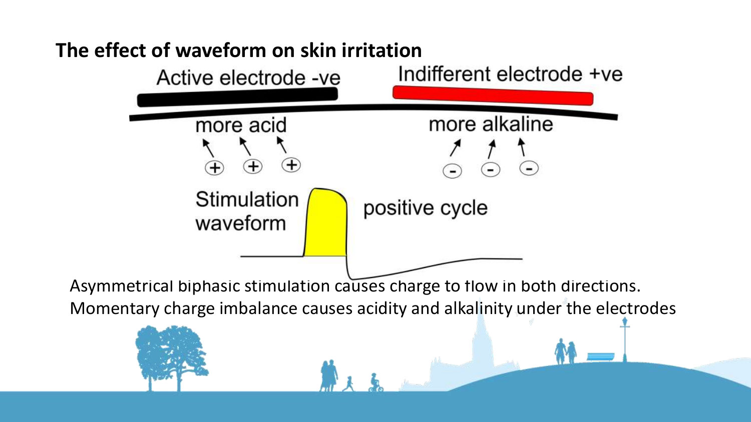## The effect of waveform on skin irritation

Active electrode -ve

Indifferent electrode +ve

more acid

more alkaline

Stimulation waveform

positive cycle

Asymmetrical biphasic stimulation causes charge to flow in both directions.
Momentary charge imbalance causes acidity and alkalinity under the electrodes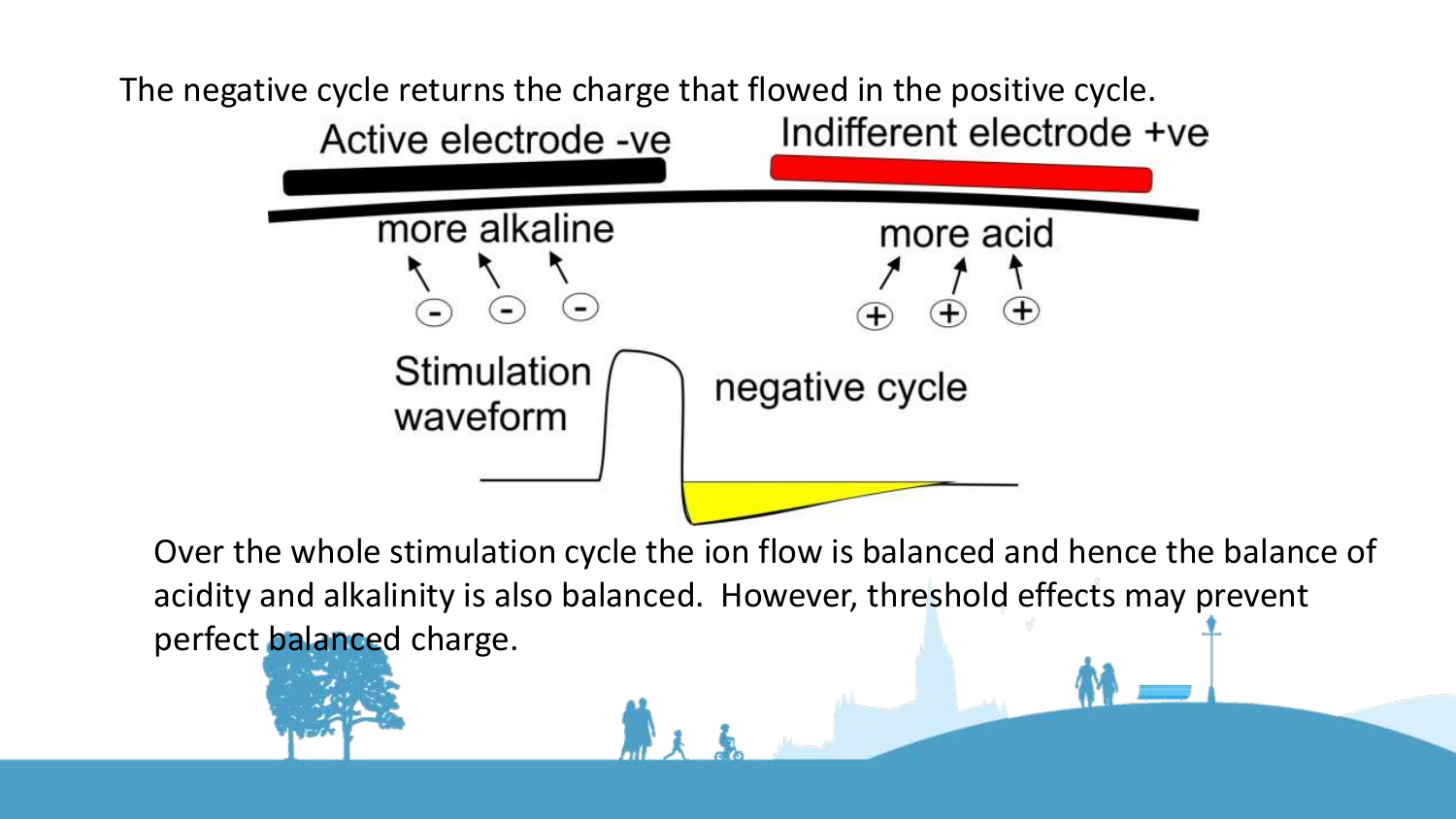The negative cycle returns the charge that flowed in the positive cycle.

Active electrode -ve

Indifferent electrode +ve

more alkaline

more acid

Stimulation waveform

negative cycle

Over the whole stimulation cycle the ion flow is balanced and hence the balance of acidity and alkalinity is also balanced. However, threshold effects may prevent perfect balanced charge.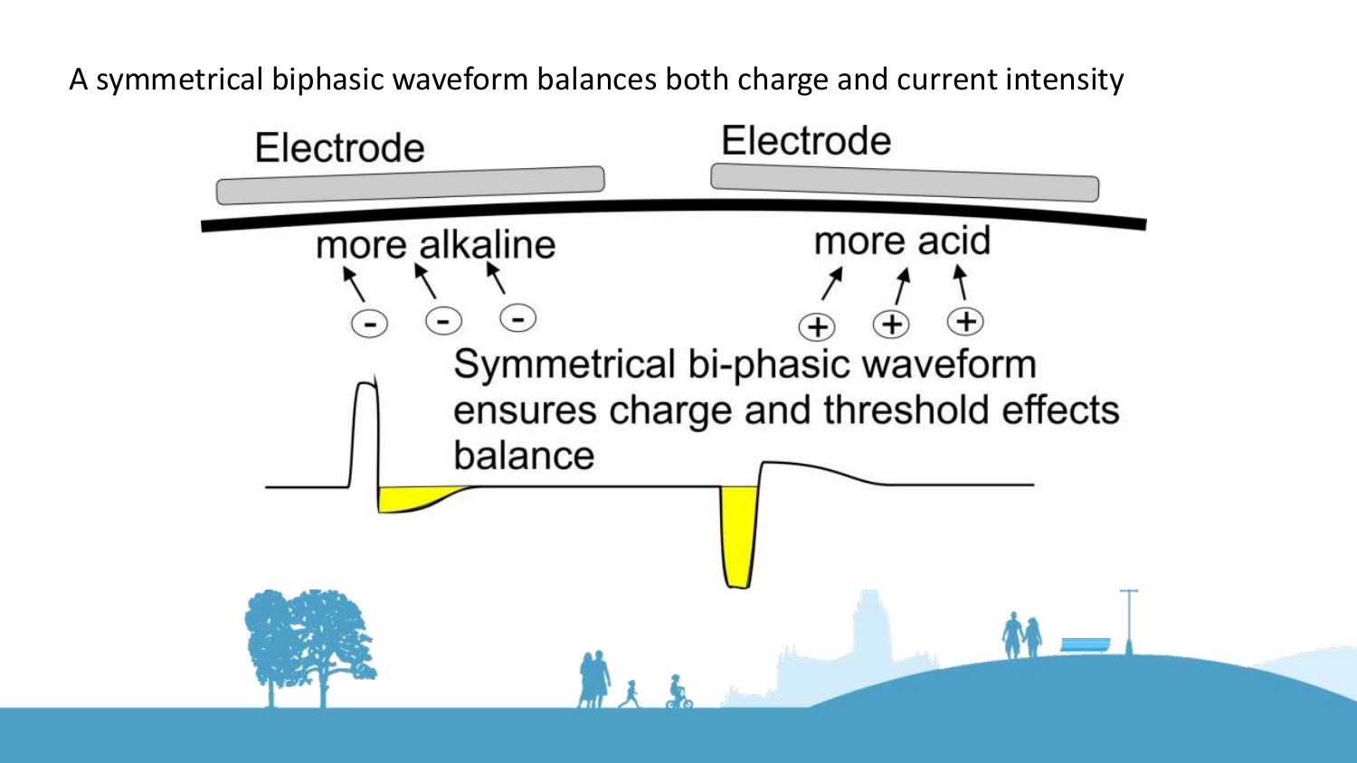A symmetrical biphasic waveform balances both charge and current intensity

Electrode

Electrode

more alkaline

more acid

Symmetrical bi-phasic waveform ensures charge and threshold effects balance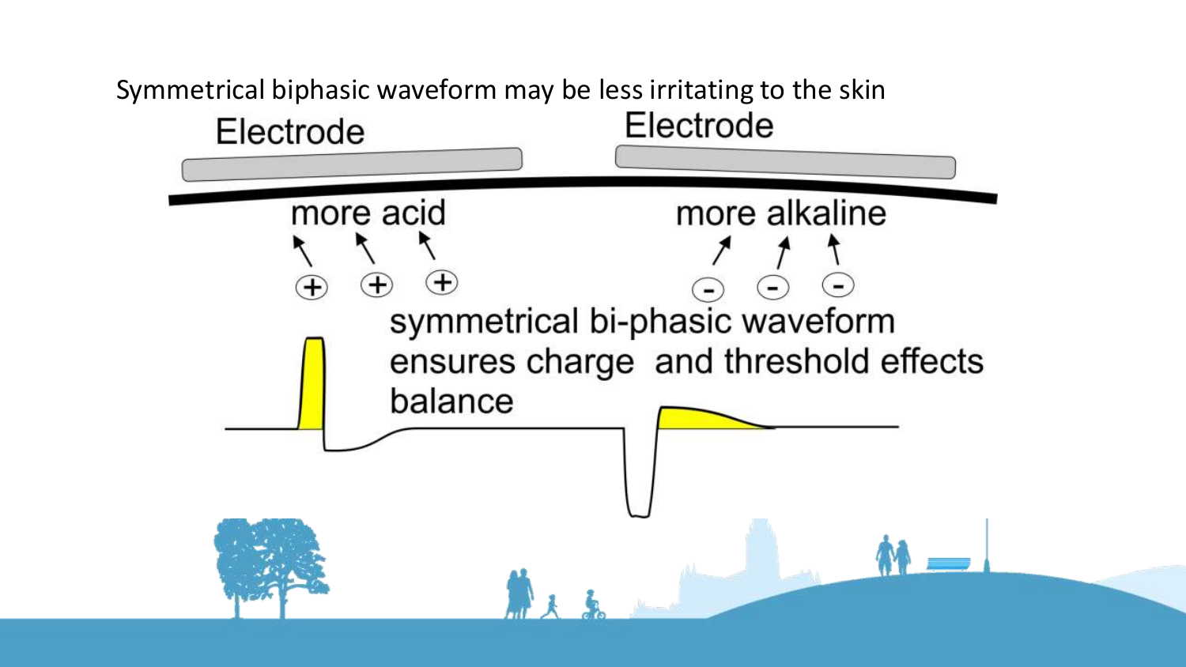Symmetrical biphasic waveform may be less irritating to the skin

Electrode

Electrode

more acid

more alkaline

symmetrical bi-phasic waveform ensures charge and threshold effects balance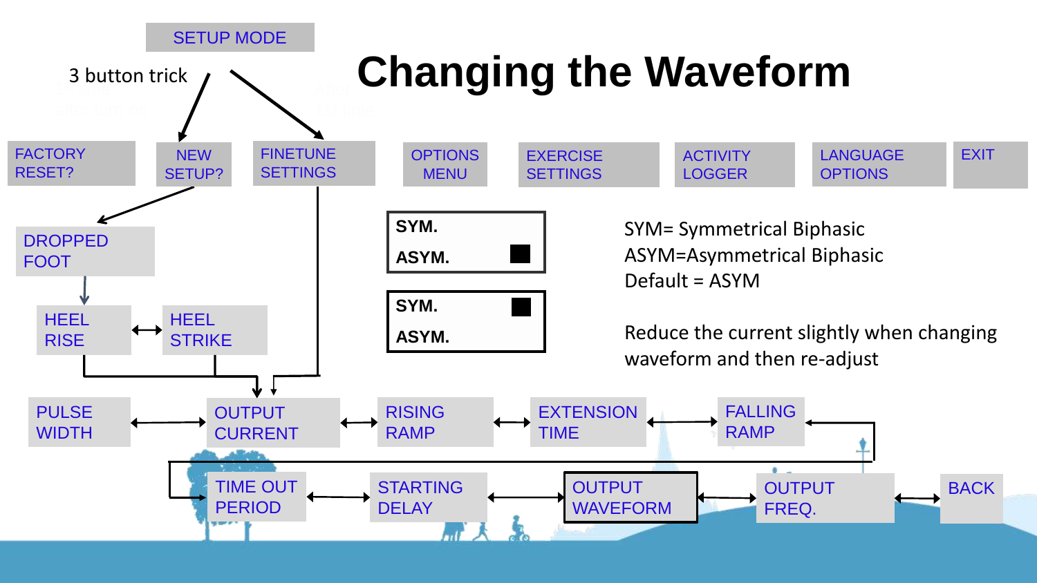# Changing the Waveform

SETUP MODE

3 button trick

FACTORY RESET? | NEW SETUP? | FINETUNE SETTINGS | OPTIONS MENU | EXERCISE SETTINGS | ACTIVITY LOGGER | LANGUAGE OPTIONS | EXIT

DROPPED FOOT

HEEL RISE ↔ HEEL STRIKE

PULSE WIDTH ↔ OUTPUT CURRENT ↔ RISING RAMP ↔ EXTENSION TIME ↔ FALLING RAMP

TIME OUT PERIOD ↔ STARTING DELAY ↔ OUTPUT WAVEFORM ↔ OUTPUT FREQ. ↔ BACK

| SYM. | |
|---|---|
| ASYM. | ■ |

| SYM. | ■ |
|---|---|
| ASYM. | |

SYM= Symmetrical Biphasic
ASYM=Asymmetrical Biphasic
Default = ASYM

Reduce the current slightly when changing waveform and then re-adjust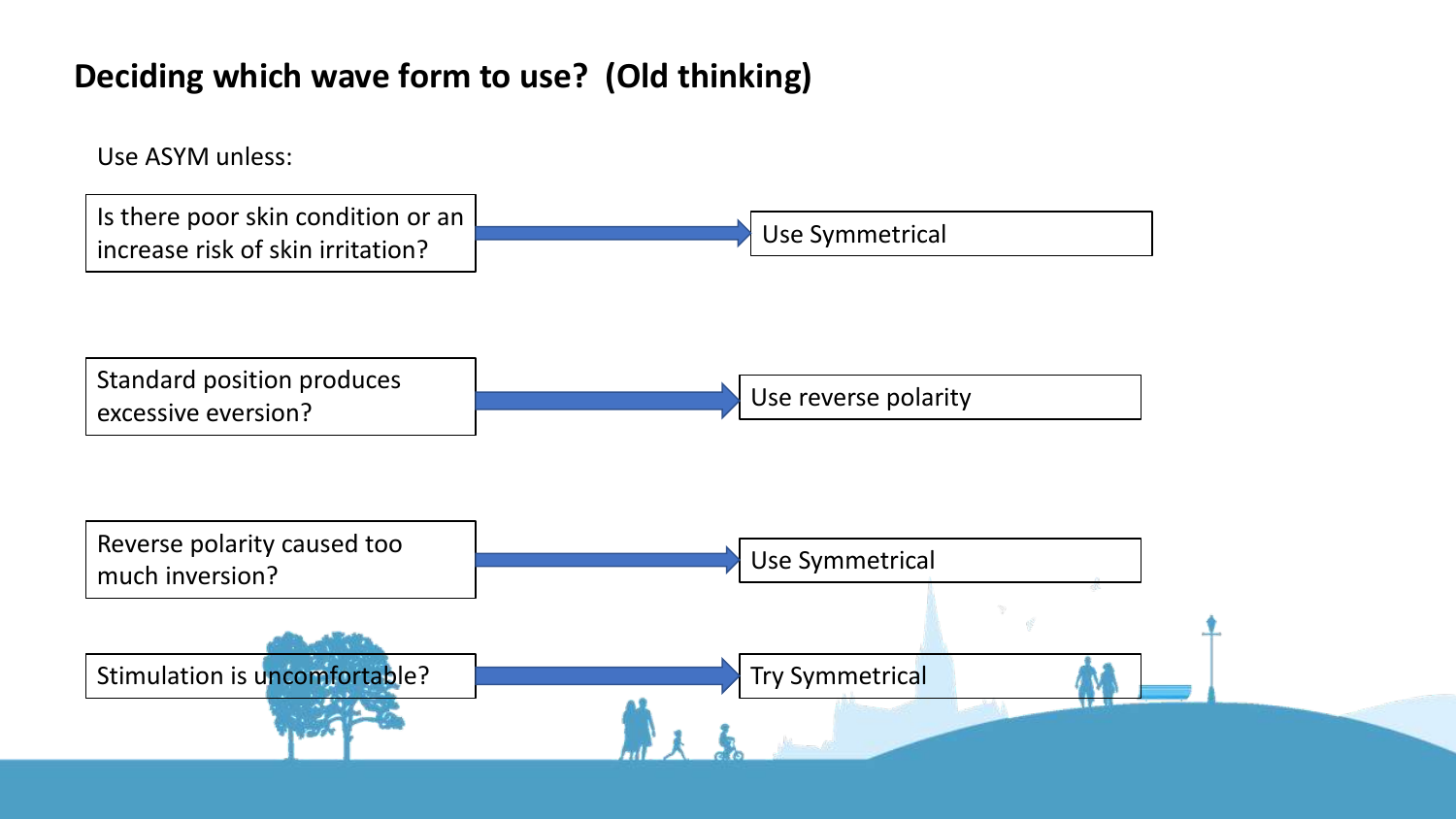## Deciding which wave form to use? (Old thinking)

Use ASYM unless:

- Is there poor skin condition or an increase risk of skin irritation? → Use Symmetrical
- Standard position produces excessive eversion? → Use reverse polarity
- Reverse polarity caused too much inversion? → Use Symmetrical
- Stimulation is uncomfortable? → Try Symmetrical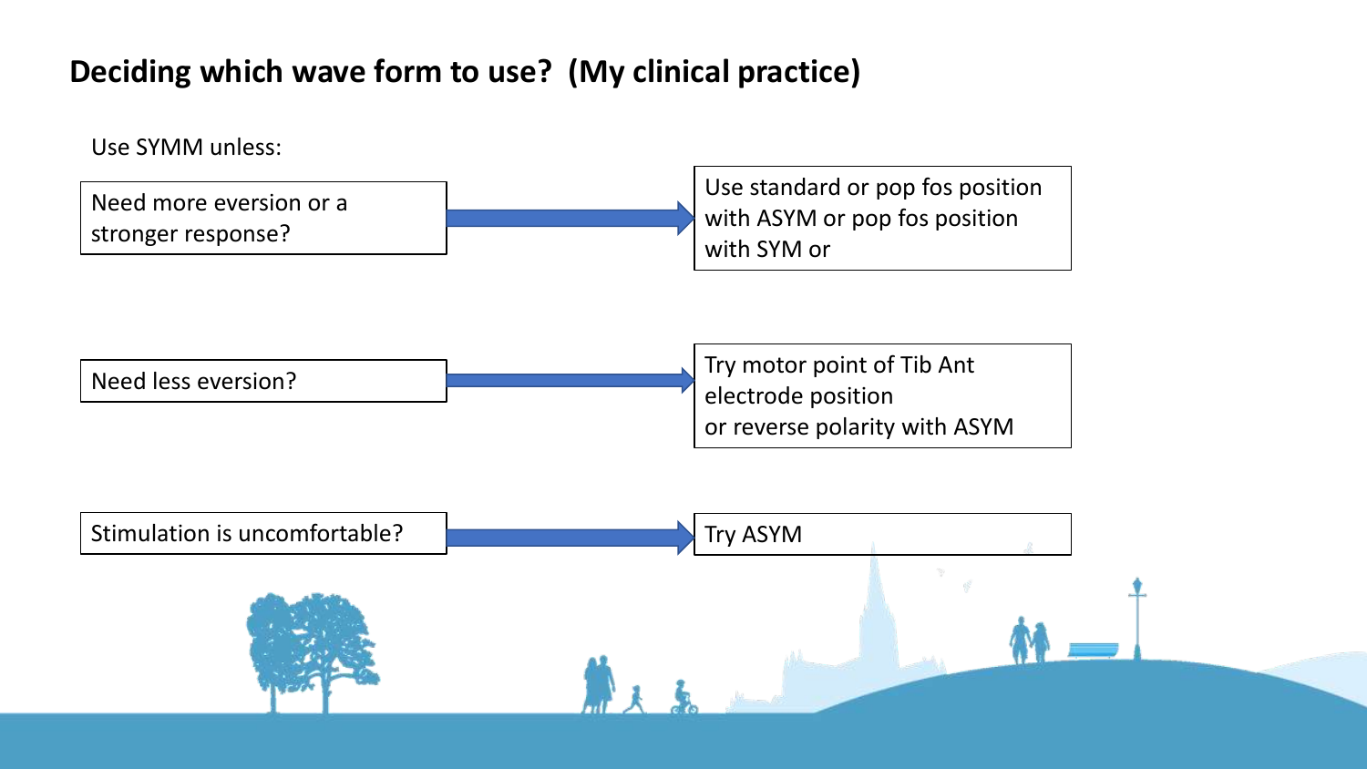## Deciding which wave form to use? (My clinical practice)

Use SYMM unless:

| Situation | Action |
| --- | --- |
| Need more eversion or a stronger response? | Use standard or pop fos position with ASYM or pop fos position with SYM or |
| Need less eversion? | Try motor point of Tib Ant electrode position or reverse polarity with ASYM |
| Stimulation is uncomfortable? | Try ASYM |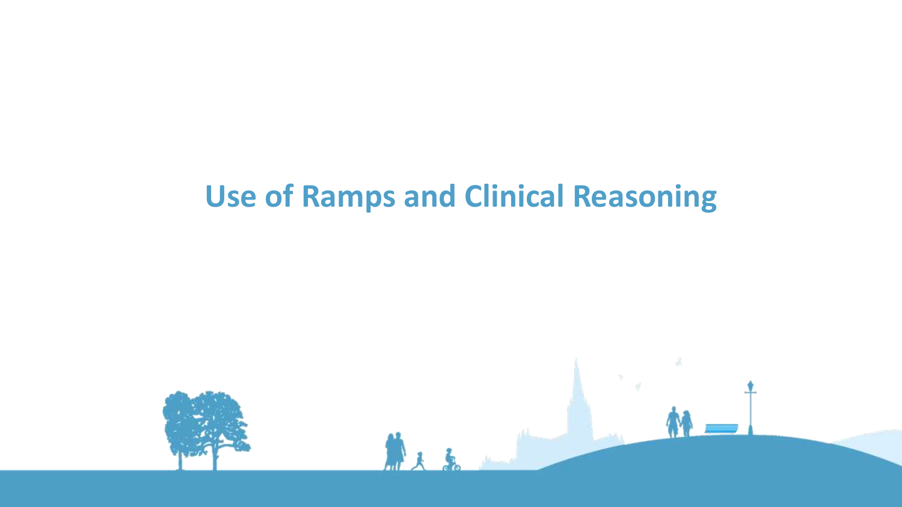# Use of Ramps and Clinical Reasoning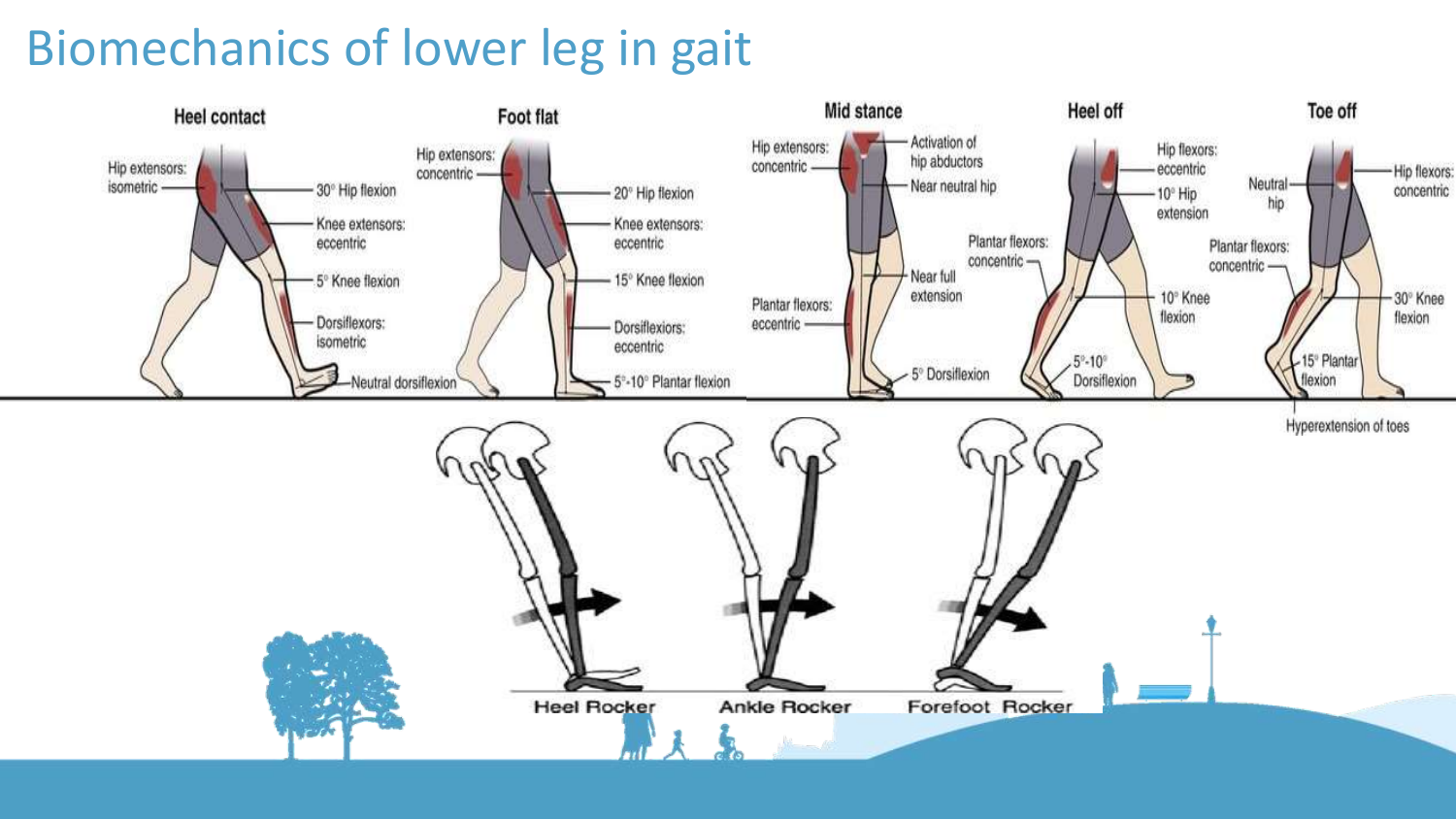# Biomechanics of lower leg in gait

**Heel contact**

- Hip extensors: isometric
- 30° Hip flexion
- Knee extensors: eccentric
- 5° Knee flexion
- Dorsiflexors: isometric
- Neutral dorsiflexion

**Foot flat**

- Hip extensors: concentric
- 20° Hip flexion
- Knee extensors: eccentric
- 15° Knee flexion
- Dorsiflexors: eccentric
- 5°-10° Plantar flexion

**Mid stance**

- Hip extensors: concentric
- Activation of hip abductors
- Near neutral hip
- Near full extension
- Plantar flexors: eccentric
- 5° Dorsiflexion

**Heel off**

- Hip flexors: eccentric
- 10° Hip extension
- Plantar flexors: concentric
- 10° Knee flexion
- 5°-10° Dorsiflexion

**Toe off**

- Neutral hip
- Hip flexors: concentric
- Plantar flexors: concentric
- 30° Knee flexion
- 15° Plantar flexion
- Hyperextension of toes

Heel Rocker | Ankle Rocker | Forefoot Rocker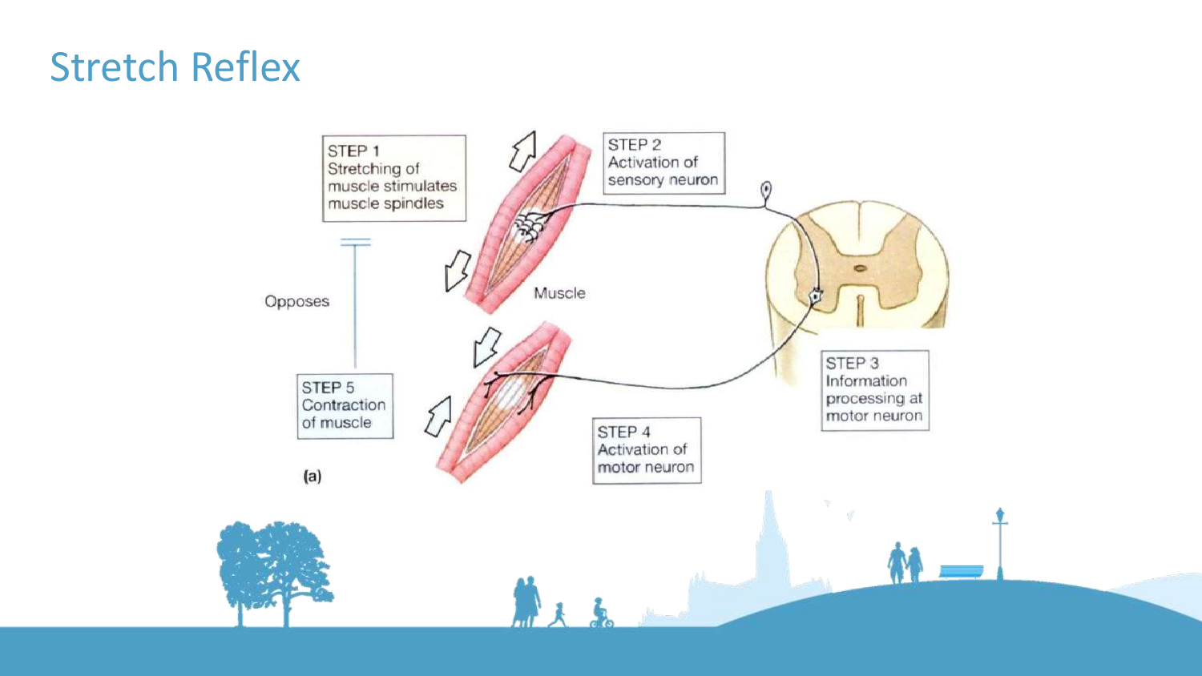# Stretch Reflex

STEP 1
Stretching of muscle stimulates muscle spindles

STEP 2
Activation of sensory neuron

STEP 3
Information processing at motor neuron

STEP 4
Activation of motor neuron

STEP 5
Contraction of muscle

Opposes

Muscle

(a)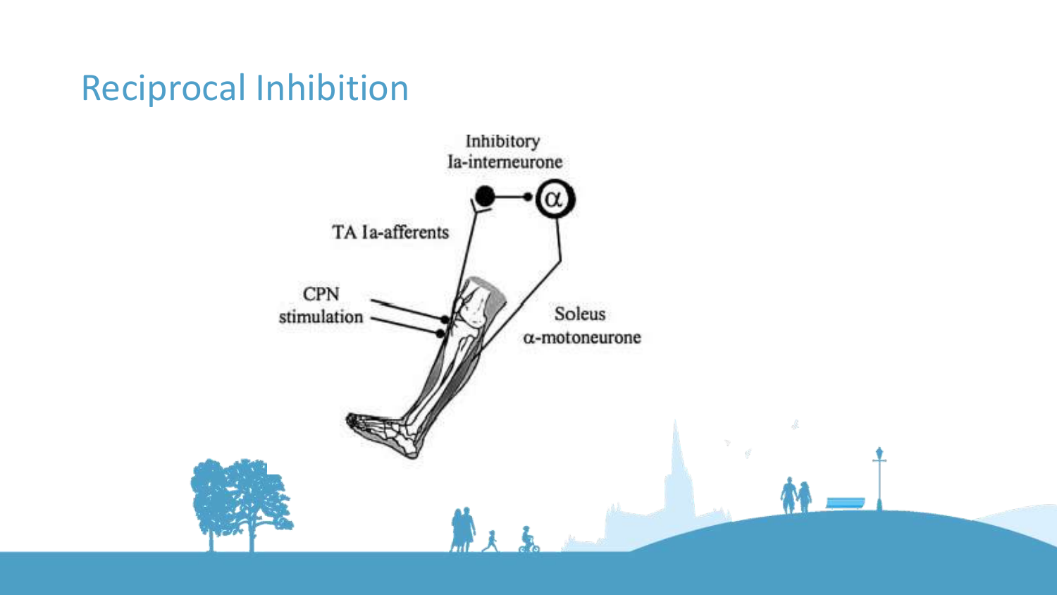# Reciprocal Inhibition

Inhibitory Ia-interneurone

$\alpha$

TA Ia-afferents

CPN stimulation

Soleus $\alpha$-motoneurone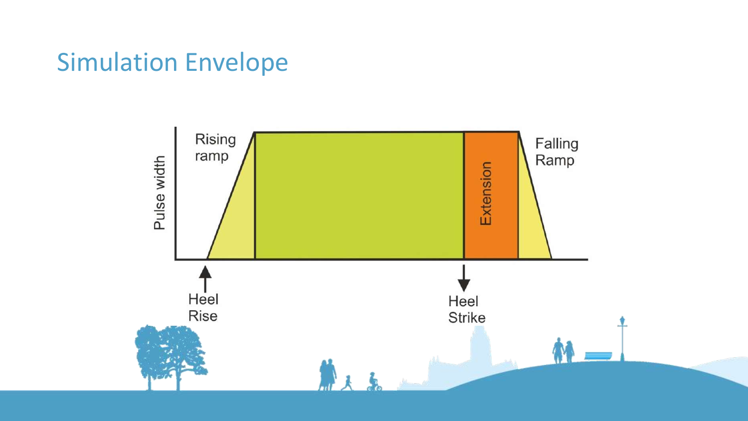# Simulation Envelope

Pulse width

Rising ramp

Extension

Falling Ramp

Heel Rise

Heel Strike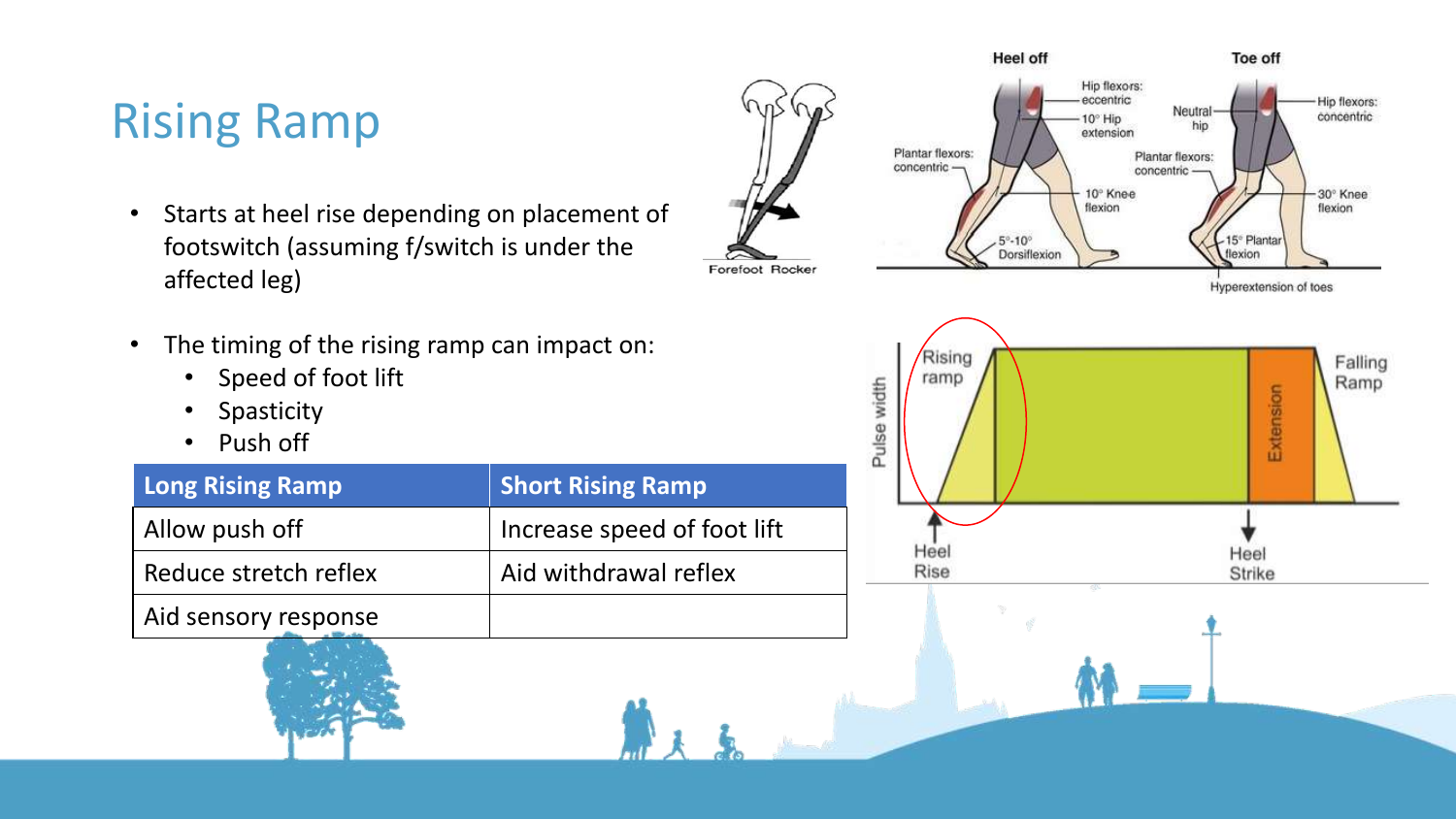# Rising Ramp

- Starts at heel rise depending on placement of footswitch (assuming f/switch is under the affected leg)

- The timing of the rising ramp can impact on:
  - Speed of foot lift
  - Spasticity
  - Push off

| Long Rising Ramp | Short Rising Ramp |
|---|---|
| Allow push off | Increase speed of foot lift |
| Reduce stretch reflex | Aid withdrawal reflex |
| Aid sensory response | |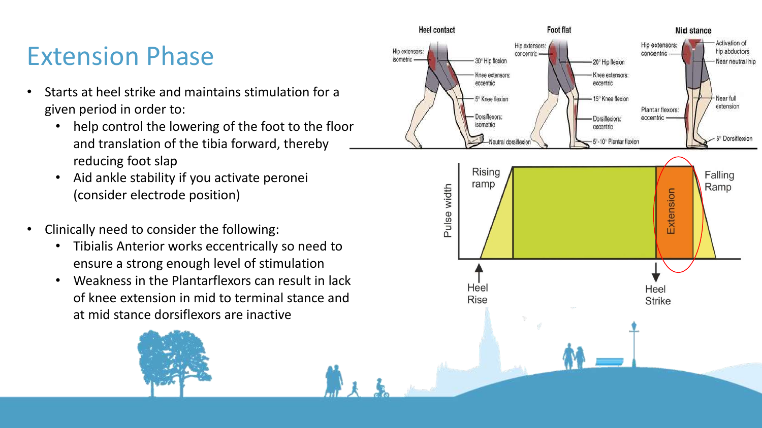# Extension Phase

- Starts at heel strike and maintains stimulation for a given period in order to:
  - help control the lowering of the foot to the floor and translation of the tibia forward, thereby reducing foot slap
  - Aid ankle stability if you activate peronei (consider electrode position)
- Clinically need to consider the following:
  - Tibialis Anterior works eccentrically so need to ensure a strong enough level of stimulation
  - Weakness in the Plantarflexors can result in lack of knee extension in mid to terminal stance and at mid stance dorsiflexors are inactive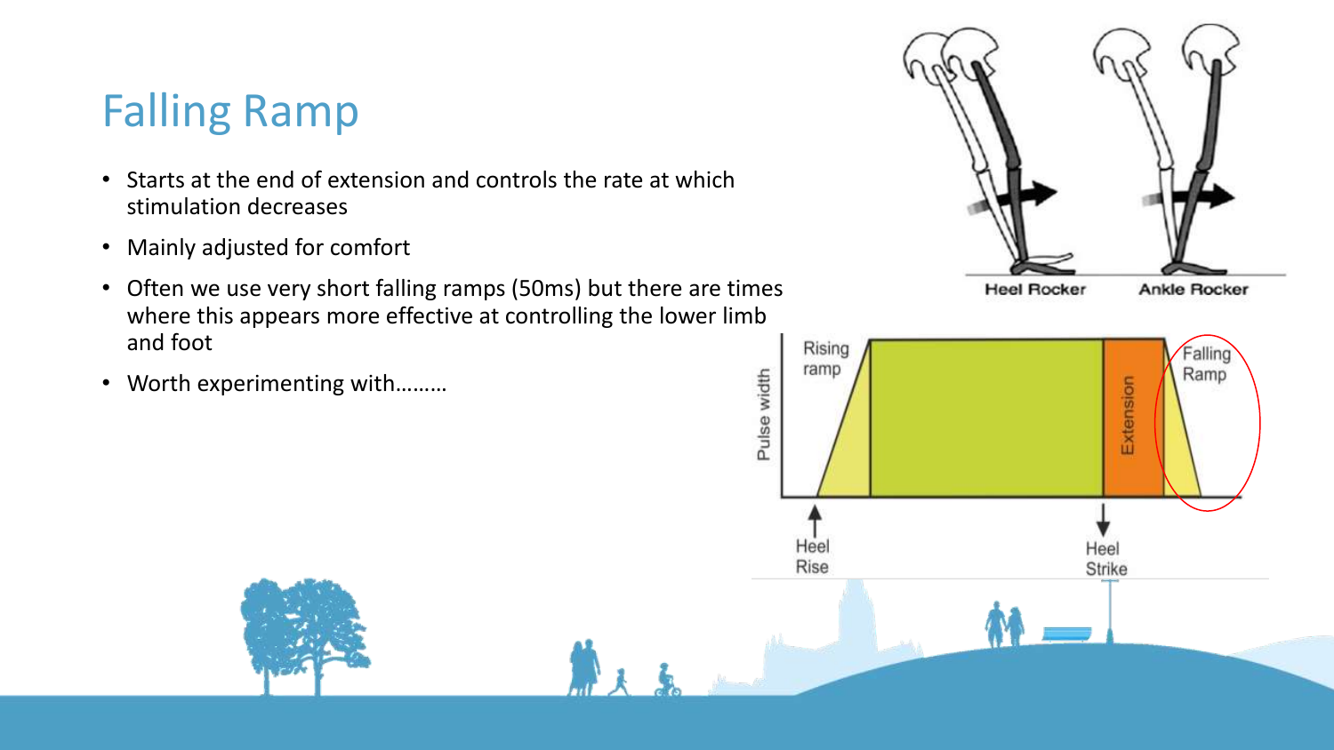# Falling Ramp

- Starts at the end of extension and controls the rate at which stimulation decreases
- Mainly adjusted for comfort
- Often we use very short falling ramps (50ms) but there are times where this appears more effective at controlling the lower limb and foot
- Worth experimenting with………

Heel Rocker

Ankle Rocker

Pulse width

Rising ramp

Extension

Falling Ramp

Heel Rise

Heel Strike